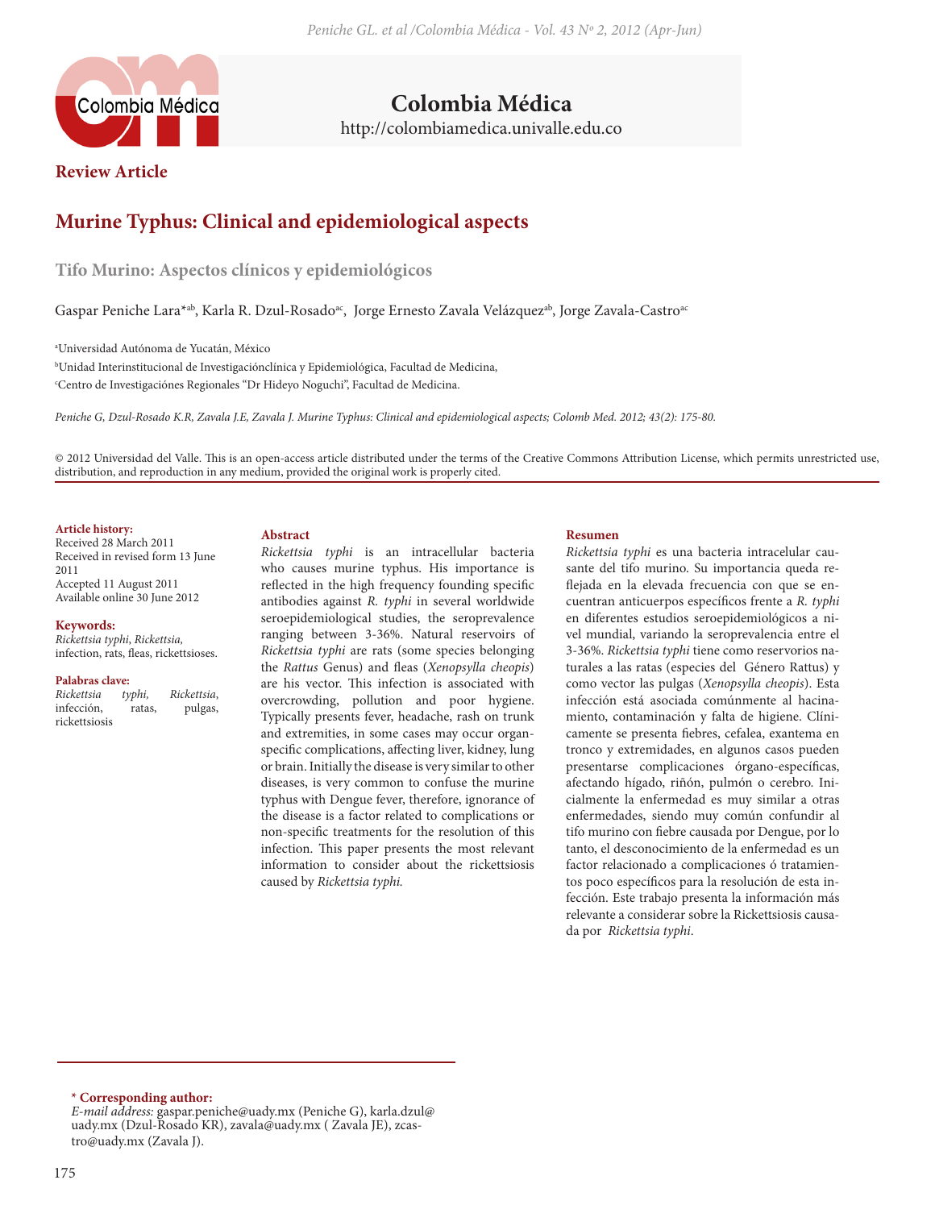# Colombia Médica

http://colombiamedica.univalle.edu.co

**Review Article**

## Murine Typhus: Clinical and epidemiological aspects

### Tifo Murino: Aspectos clínicos y epidemiológicos

Gaspar Peniche Lara*[ab], Karla R. Dzul-Rosado[ac], Jorge Ernesto Zavala Velázquez[ab], Jorge Zavala-Castro[ac]

[a]Universidad Autónoma de Yucatán, México

[b]Unidad Interinstitucional de Investigaciónclínica y Epidemiológica, Facultad de Medicina,

[c]Centro de Investigaciónes Regionales "Dr Hideyo Noguchi", Facultad de Medicina.

*Peniche G, Dzul-Rosado K.R, Zavala J.E, Zavala J. Murine Typhus: Clinical and epidemiological aspects; Colomb Med. 2012; 43(2): 175-80.*

© 2012 Universidad del Valle. This is an open-access article distributed under the terms of the Creative Commons Attribution License, which permits unrestricted use, distribution, and reproduction in any medium, provided the original work is properly cited.

**Article history:**
Received 28 March 2011
Received in revised form 13 June 2011
Accepted 11 August 2011
Available online 30 June 2012

**Keywords:**
*Rickettsia typhi, Rickettsia,* infection, rats, fleas, rickettsioses.

**Palabras clave:**
*Rickettsia typhi, Rickettsia*, infección, ratas, pulgas, rickettsiosis

**Abstract**

*Rickettsia typhi* is an intracellular bacteria who causes murine typhus. His importance is reflected in the high frequency founding specific antibodies against *R. typhi* in several worldwide seroepidemiological studies, the seroprevalence ranging between 3-36%. Natural reservoirs of *Rickettsia typhi* are rats (some species belonging the *Rattus* Genus) and fleas (*Xenopsylla cheopis*) are his vector. This infection is associated with overcrowding, pollution and poor hygiene. Typically presents fever, headache, rash on trunk and extremities, in some cases may occur organ-specific complications, affecting liver, kidney, lung or brain. Initially the disease is very similar to other diseases, is very common to confuse the murine typhus with Dengue fever, therefore, ignorance of the disease is a factor related to complications or non-specific treatments for the resolution of this infection. This paper presents the most relevant information to consider about the rickettsiosis caused by *Rickettsia typhi.*

**Resumen**

*Rickettsia typhi* es una bacteria intracelular causante del tifo murino. Su importancia queda reflejada en la elevada frecuencia con que se encuentran anticuerpos específicos frente a *R. typhi* en diferentes estudios seroepidemiológicos a nivel mundial, variando la seroprevalencia entre el 3-36%. *Rickettsia typhi* tiene como reservorios naturales a las ratas (especies del Género Rattus) y como vector las pulgas (*Xenopsylla cheopis*). Esta infección está asociada comúnmente al hacinamiento, contaminación y falta de higiene. Clínicamente se presenta fiebres, cefalea, exantema en tronco y extremidades, en algunos casos pueden presentarse complicaciones órgano-específicas, afectando hígado, riñón, pulmón o cerebro. Inicialmente la enfermedad es muy similar a otras enfermedades, siendo muy común confundir al tifo murino con fiebre causada por Dengue, por lo tanto, el desconocimiento de la enfermedad es un factor relacionado a complicaciones ó tratamientos poco específicos para la resolución de esta infección. Este trabajo presenta la información más relevante a considerar sobre la Rickettsiosis causada por *Rickettsia typhi*.

**\* Corresponding author:**
*E-mail address:* gaspar.peniche@uady.mx (Peniche G), karla.dzul@uady.mx (Dzul-Rosado KR), zavala@uady.mx ( Zavala JE), zcastro@uady.mx (Zavala J).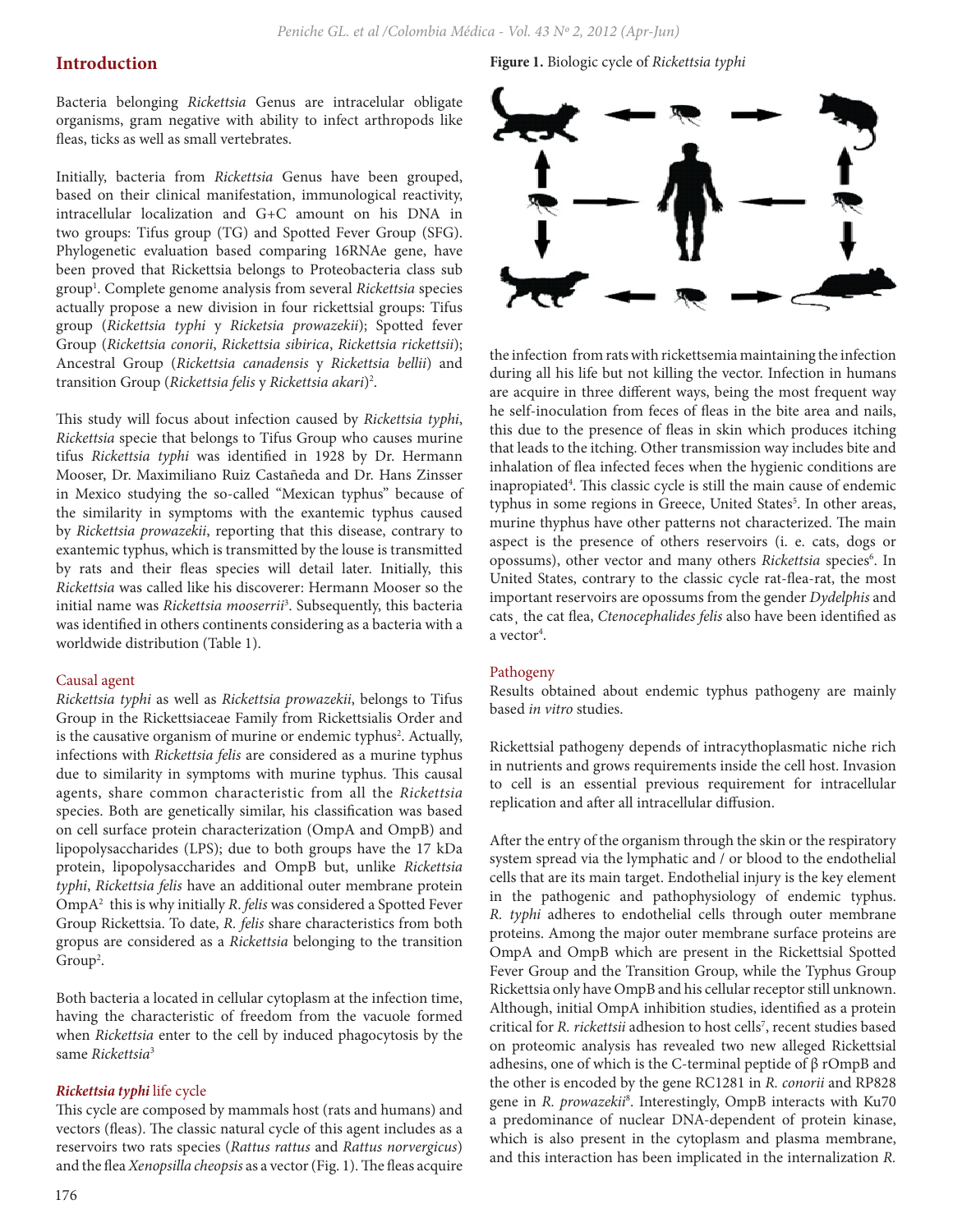## Introduction

Bacteria belonging *Rickettsia* Genus are intracelular obligate organisms, gram negative with ability to infect arthropods like fleas, ticks as well as small vertebrates.

Initially, bacteria from *Rickettsia* Genus have been grouped, based on their clinical manifestation, immunological reactivity, intracellular localization and G+C amount on his DNA in two groups: Tifus group (TG) and Spotted Fever Group (SFG). Phylogenetic evaluation based comparing 16RNAe gene, have been proved that Rickettsia belongs to Proteobacteria class sub group[1]. Complete genome analysis from several *Rickettsia* species actually propose a new division in four rickettsial groups: Tifus group (*Rickettsia typhi* y *Rickettsia prowazekii*); Spotted fever Group (*Rickettsia conorii*, *Rickettsia sibirica*, *Rickettsia rickettsii*); Ancestral Group (*Rickettsia canadensis* y *Rickettsia bellii*) and transition Group (*Rickettsia felis* y *Rickettsia akari*)[2].

This study will focus about infection caused by *Rickettsia typhi*, *Rickettsia* specie that belongs to Tifus Group who causes murine tifus *Rickettsia typhi* was identified in 1928 by Dr. Hermann Mooser, Dr. Maximiliano Ruiz Castañeda and Dr. Hans Zinsser in Mexico studying the so-called "Mexican typhus" because of the similarity in symptoms with the exantemic typhus caused by *Rickettsia prowazekii*, reporting that this disease, contrary to exantemic typhus, which is transmitted by the louse is transmitted by rats and their fleas species will detail later. Initially, this *Rickettsia* was called like his discoverer: Hermann Mooser so the initial name was *Rickettsia mooserrii*[3]. Subsequently, this bacteria was identified in others continents considering as a bacteria with a worldwide distribution (Table 1).

### Causal agent

*Rickettsia typhi* as well as *Rickettsia prowazekii*, belongs to Tifus Group in the Rickettsiaceae Family from Rickettsialis Order and is the causative organism of murine or endemic typhus[2]. Actually, infections with *Rickettsia felis* are considered as a murine typhus due to similarity in symptoms with murine typhus. This causal agents, share common characteristic from all the *Rickettsia* species. Both are genetically similar, his classification was based on cell surface protein characterization (OmpA and OmpB) and lipopolysaccharides (LPS); due to both groups have the 17 kDa protein, lipopolysaccharides and OmpB but, unlike *Rickettsia typhi*, *Rickettsia felis* have an additional outer membrane protein OmpA[2] this is why initially *R. felis* was considered a Spotted Fever Group Rickettsia. To date, *R. felis* share characteristics from both gropus are considered as a *Rickettsia* belonging to the transition Group[2].

Both bacteria a located in cellular cytoplasm at the infection time, having the characteristic of freedom from the vacuole formed when *Rickettsia* enter to the cell by induced phagocytosis by the same *Rickettsia*[3]

### *Rickettsia typhi* life cycle

This cycle are composed by mammals host (rats and humans) and vectors (fleas). The classic natural cycle of this agent includes as a reservoirs two rats species (*Rattus rattus* and *Rattus norvergicus*) and the flea *Xenopsilla cheopsis* as a vector (Fig. 1). The fleas acquire the infection from rats with rickettsemia maintaining the infection during all his life but not killing the vector. Infection in humans are acquire in three different ways, being the most frequent way he self-inoculation from feces of fleas in the bite area and nails, this due to the presence of fleas in skin which produces itching that leads to the itching. Other transmission way includes bite and inhalation of flea infected feces when the hygienic conditions are inapropiated[4]. This classic cycle is still the main cause of endemic typhus in some regions in Greece, United States[5]. In other areas, murine thyphus have other patterns not characterized. The main aspect is the presence of others reservoirs (i. e. cats, dogs or opossums), other vector and many others *Rickettsia* species[6]. In United States, contrary to the classic cycle rat-flea-rat, the most important reservoirs are opossums from the gender *Dydelphis* and cats¸ the cat flea, *Ctenocephalides felis* also have been identified as a vector[4].

**Figure 1.** Biologic cycle of *Rickettsia typhi*

### Pathogeny

Results obtained about endemic typhus pathogeny are mainly based *in vitro* studies.

Rickettsial pathogeny depends of intracythoplasmatic niche rich in nutrients and grows requirements inside the cell host. Invasion to cell is an essential previous requirement for intracellular replication and after all intracellular diffusion.

After the entry of the organism through the skin or the respiratory system spread via the lymphatic and / or blood to the endothelial cells that are its main target. Endothelial injury is the key element in the pathogenic and pathophysiology of endemic typhus. *R. typhi* adheres to endothelial cells through outer membrane proteins. Among the major outer membrane surface proteins are OmpA and OmpB which are present in the Rickettsial Spotted Fever Group and the Transition Group, while the Typhus Group Rickettsia only have OmpB and his cellular receptor still unknown. Although, initial OmpA inhibition studies, identified as a protein critical for *R. rickettsii* adhesion to host cells[7], recent studies based on proteomic analysis has revealed two new alleged Rickettsial adhesins, one of which is the C-terminal peptide of β rOmpB and the other is encoded by the gene RC1281 in *R. conorii* and RP828 gene in *R. prowazekii*[8]. Interestingly, OmpB interacts with Ku70 a predominance of nuclear DNA-dependent of protein kinase, which is also present in the cytoplasm and plasma membrane, and this interaction has been implicated in the internalization *R.*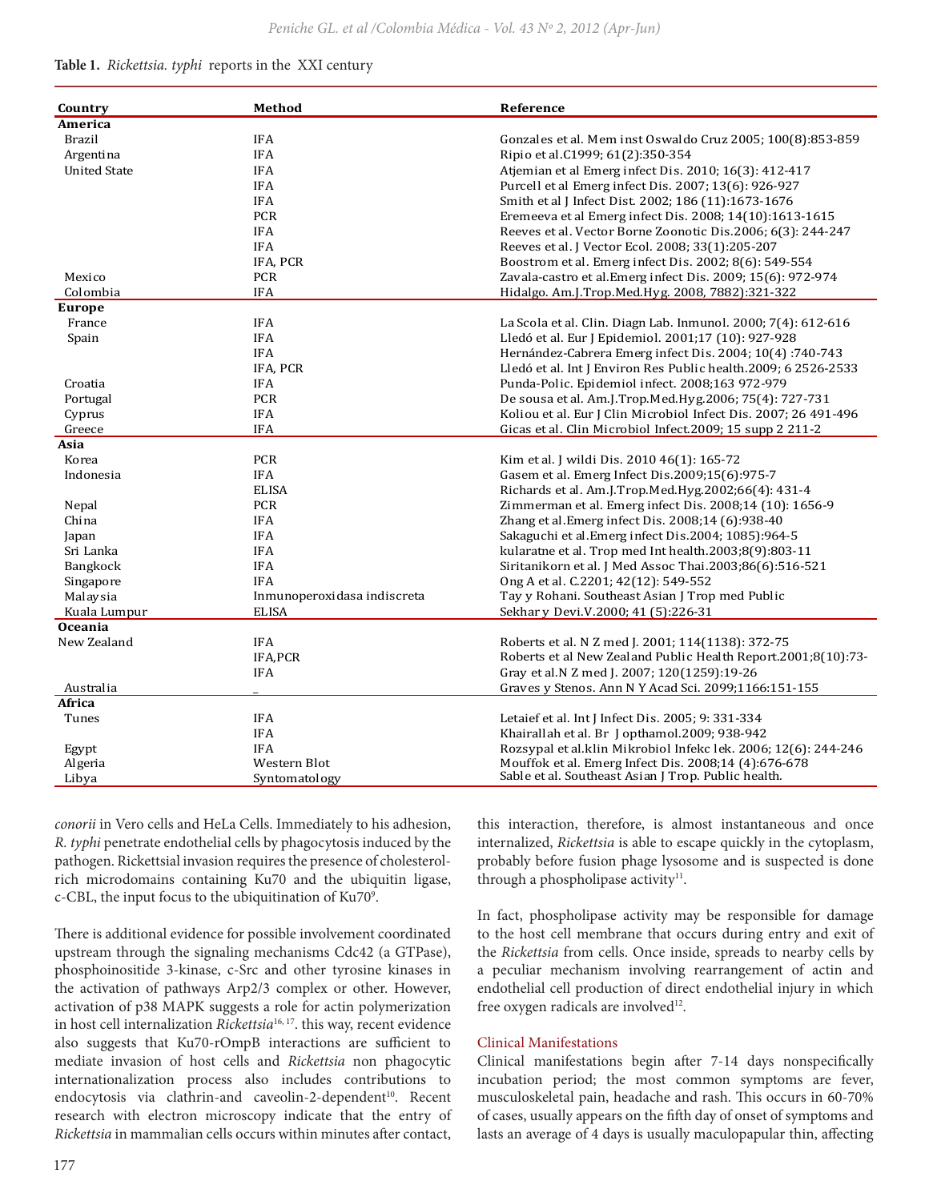**Table 1.** *Rickettsia. typhi* reports in the XXI century

| Country | Method | Reference |
|---|---|---|
| **America** | | |
| Brazil | IFA | Gonzales et al. Mem inst Oswaldo Cruz 2005; 100(8):853-859 |
| Argentina | IFA | Ripio et al.C1999; 61(2):350-354 |
| United State | IFA | Atjemian et al Emerg infect Dis. 2010; 16(3): 412-417 |
| | IFA | Purcell et al Emerg infect Dis. 2007; 13(6): 926-927 |
| | IFA | Smith et al J Infect Dist. 2002; 186 (11):1673-1676 |
| | PCR | Eremeeva et al Emerg infect Dis. 2008; 14(10):1613-1615 |
| | IFA | Reeves et al. Vector Borne Zoonotic Dis.2006; 6(3): 244-247 |
| | IFA | Reeves et al. J Vector Ecol. 2008; 33(1):205-207 |
| | IFA, PCR | Boostrom et al. Emerg infect Dis. 2002; 8(6): 549-554 |
| Mexico | PCR | Zavala-castro et al.Emerg infect Dis. 2009; 15(6): 972-974 |
| Colombia | IFA | Hidalgo. Am.J.Trop.Med.Hyg. 2008, 7882):321-322 |
| **Europe** | | |
| France | IFA | La Scola et al. Clin. Diagn Lab. Inmunol. 2000; 7(4): 612-616 |
| Spain | IFA | Lledó et al. Eur J Epidemiol. 2001;17 (10): 927-928 |
| | IFA | Hernández-Cabrera Emerg infect Dis. 2004; 10(4) :740-743 |
| | IFA, PCR | Lledó et al. Int J Environ Res Public health.2009; 6 2526-2533 |
| Croatia | IFA | Punda-Polic. Epidemiol infect. 2008;163 972-979 |
| Portugal | PCR | De sousa et al. Am.J.Trop.Med.Hyg.2006; 75(4): 727-731 |
| Cyprus | IFA | Koliou et al. Eur J Clin Microbiol Infect Dis. 2007; 26 491-496 |
| Greece | IFA | Gicas et al. Clin Microbiol Infect.2009; 15 supp 2 211-2 |
| **Asia** | | |
| Korea | PCR | Kim et al. J wildi Dis. 2010 46(1): 165-72 |
| Indonesia | IFA | Gasem et al. Emerg Infect Dis.2009;15(6):975-7 |
| | ELISA | Richards et al. Am.J.Trop.Med.Hyg.2002;66(4): 431-4 |
| Nepal | PCR | Zimmerman et al. Emerg infect Dis. 2008;14 (10): 1656-9 |
| China | IFA | Zhang et al.Emerg infect Dis. 2008;14 (6):938-40 |
| Japan | IFA | Sakaguchi et al.Emerg infect Dis.2004; 1085):964-5 |
| Sri Lanka | IFA | kularatne et al. Trop med Int health.2003;8(9):803-11 |
| Bangkock | IFA | Siritanikorn et al. J Med Assoc Thai.2003;86(6):516-521 |
| Singapore | IFA | Ong A et al. C.2201; 42(12): 549-552 |
| Malaysia | Inmunoperoxidasa indiscreta | Tay y Rohani. Southeast Asian J Trop med Public |
| Kuala Lumpur | ELISA | Sekhar y Devi.V.2000; 41 (5):226-31 |
| **Oceania** | | |
| New Zealand | IFA | Roberts et al. N Z med J. 2001; 114(1138): 372-75 |
| | IFA,PCR | Roberts et al New Zealand Public Health Report.2001;8(10):73- |
| | IFA | Gray et al.N Z med J. 2007; 120(1259):19-26 |
| Australia | _ | Graves y Stenos. Ann N Y Acad Sci. 2099;1166:151-155 |
| **Africa** | | |
| Tunes | IFA | Letaief et al. Int J Infect Dis. 2005; 9: 331-334 |
| | IFA | Khairallah et al. Br J opthamol.2009; 938-942 |
| Egypt | IFA | Rozsypal et al.klin Mikrobiol Infekc lek. 2006; 12(6): 244-246 |
| Algeria | Western Blot | Mouffok et al. Emerg Infect Dis. 2008;14 (4):676-678 |
| Libya | Syntomatology | Sable et al. Southeast Asian J Trop. Public health. |

*conorii* in Vero cells and HeLa Cells. Immediately to his adhesion, *R. typhi* penetrate endothelial cells by phagocytosis induced by the pathogen. Rickettsial invasion requires the presence of cholesterol-rich microdomains containing Ku70 and the ubiquitin ligase, c-CBL, the input focus to the ubiquitination of Ku70[9].

There is additional evidence for possible involvement coordinated upstream through the signaling mechanisms Cdc42 (a GTPase), phosphoinositide 3-kinase, c-Src and other tyrosine kinases in the activation of pathways Arp2/3 complex or other. However, activation of p38 MAPK suggests a role for actin polymerization in host cell internalization *Rickettsia*[16, 17]. this way, recent evidence also suggests that Ku70-rOmpB interactions are sufficient to mediate invasion of host cells and *Rickettsia* non phagocytic internationalization process also includes contributions to endocytosis via clathrin-and caveolin-2-dependent[10]. Recent research with electron microscopy indicate that the entry of *Rickettsia* in mammalian cells occurs within minutes after contact, this interaction, therefore, is almost instantaneous and once internalized, *Rickettsia* is able to escape quickly in the cytoplasm, probably before fusion phage lysosome and is suspected is done through a phospholipase activity[11].

In fact, phospholipase activity may be responsible for damage to the host cell membrane that occurs during entry and exit of the *Rickettsia* from cells. Once inside, spreads to nearby cells by a peculiar mechanism involving rearrangement of actin and endothelial cell production of direct endothelial injury in which free oxygen radicals are involved[12].

## Clinical Manifestations

Clinical manifestations begin after 7-14 days nonspecifically incubation period; the most common symptoms are fever, musculoskeletal pain, headache and rash. This occurs in 60-70% of cases, usually appears on the fifth day of onset of symptoms and lasts an average of 4 days is usually maculopapular thin, affecting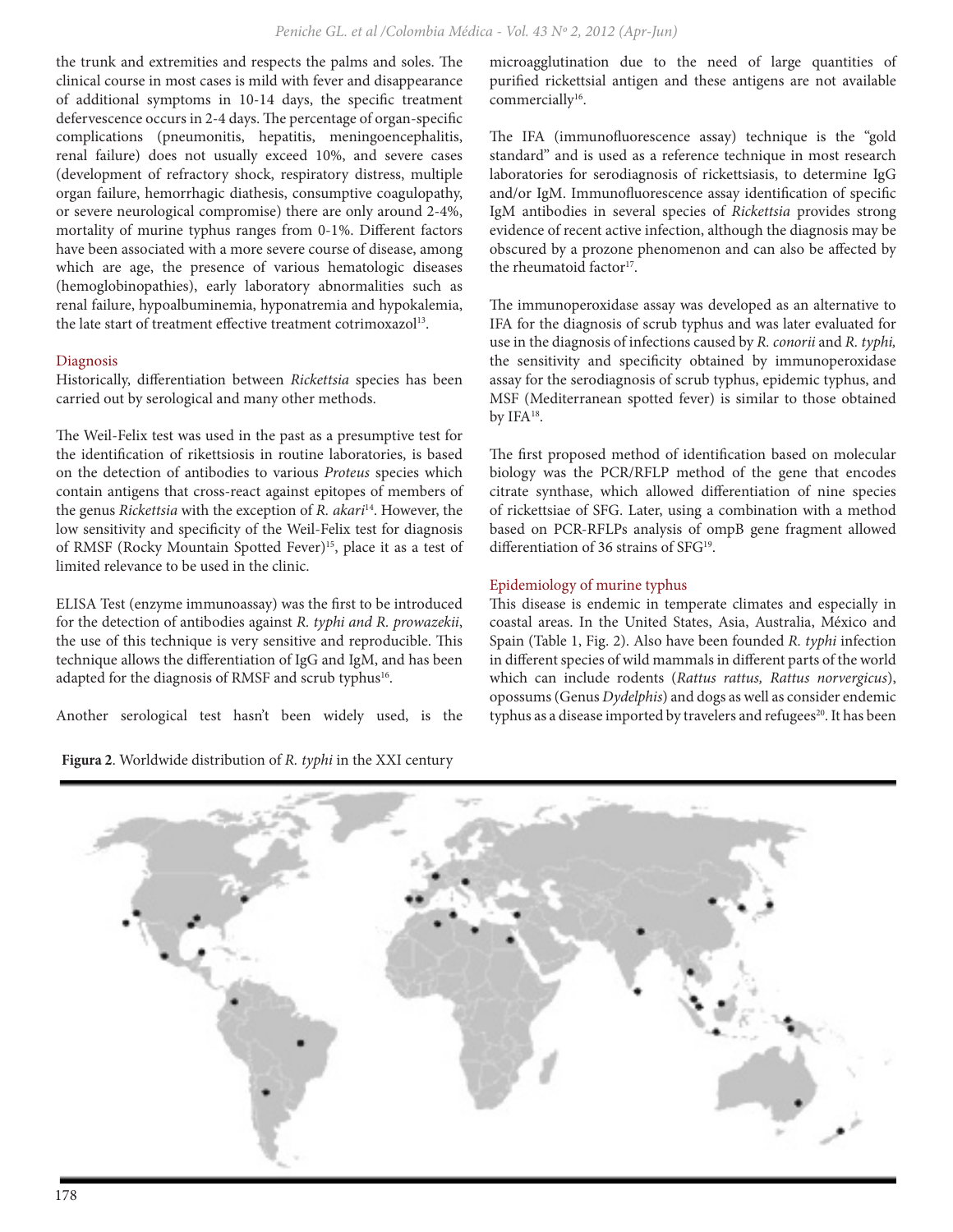the trunk and extremities and respects the palms and soles. The clinical course in most cases is mild with fever and disappearance of additional symptoms in 10-14 days, the specific treatment defervescence occurs in 2-4 days. The percentage of organ-specific complications (pneumonitis, hepatitis, meningoencephalitis, renal failure) does not usually exceed 10%, and severe cases (development of refractory shock, respiratory distress, multiple organ failure, hemorrhagic diathesis, consumptive coagulopathy, or severe neurological compromise) there are only around 2-4%, mortality of murine typhus ranges from 0-1%. Different factors have been associated with a more severe course of disease, among which are age, the presence of various hematologic diseases (hemoglobinopathies), early laboratory abnormalities such as renal failure, hypoalbuminemia, hyponatremia and hypokalemia, the late start of treatment effective treatment cotrimoxazol[13].

## Diagnosis

Historically, differentiation between *Rickettsia* species has been carried out by serological and many other methods.

The Weil-Felix test was used in the past as a presumptive test for the identification of rikettsiosis in routine laboratories, is based on the detection of antibodies to various *Proteus* species which contain antigens that cross-react against epitopes of members of the genus *Rickettsia* with the exception of *R. akari*[14]. However, the low sensitivity and specificity of the Weil-Felix test for diagnosis of RMSF (Rocky Mountain Spotted Fever)[15], place it as a test of limited relevance to be used in the clinic.

ELISA Test (enzyme immunoassay) was the first to be introduced for the detection of antibodies against *R. typhi and R. prowazekii*, the use of this technique is very sensitive and reproducible. This technique allows the differentiation of IgG and IgM, and has been adapted for the diagnosis of RMSF and scrub typhus[16].

Another serological test hasn't been widely used, is the microagglutination due to the need of large quantities of purified rickettsial antigen and these antigens are not available commercially[16].

The IFA (immunofluorescence assay) technique is the "gold standard" and is used as a reference technique in most research laboratories for serodiagnosis of rickettsiasis, to determine IgG and/or IgM. Immunofluorescence assay identification of specific IgM antibodies in several species of *Rickettsia* provides strong evidence of recent active infection, although the diagnosis may be obscured by a prozone phenomenon and can also be affected by the rheumatoid factor[17].

The immunoperoxidase assay was developed as an alternative to IFA for the diagnosis of scrub typhus and was later evaluated for use in the diagnosis of infections caused by *R. conorii* and *R. typhi,* the sensitivity and specificity obtained by immunoperoxidase assay for the serodiagnosis of scrub typhus, epidemic typhus, and MSF (Mediterranean spotted fever) is similar to those obtained by IFA[18].

The first proposed method of identification based on molecular biology was the PCR/RFLP method of the gene that encodes citrate synthase, which allowed differentiation of nine species of rickettsiae of SFG. Later, using a combination with a method based on PCR-RFLPs analysis of ompB gene fragment allowed differentiation of 36 strains of SFG[19].

## Epidemiology of murine typhus

This disease is endemic in temperate climates and especially in coastal areas. In the United States, Asia, Australia, México and Spain (Table 1, Fig. 2). Also have been founded *R. typhi* infection in different species of wild mammals in different parts of the world which can include rodents (*Rattus rattus, Rattus norvergicus*), opossums (Genus *Dydelphis*) and dogs as well as consider endemic typhus as a disease imported by travelers and refugees[20]. It has been

**Figura 2**. Worldwide distribution of *R. typhi* in the XXI century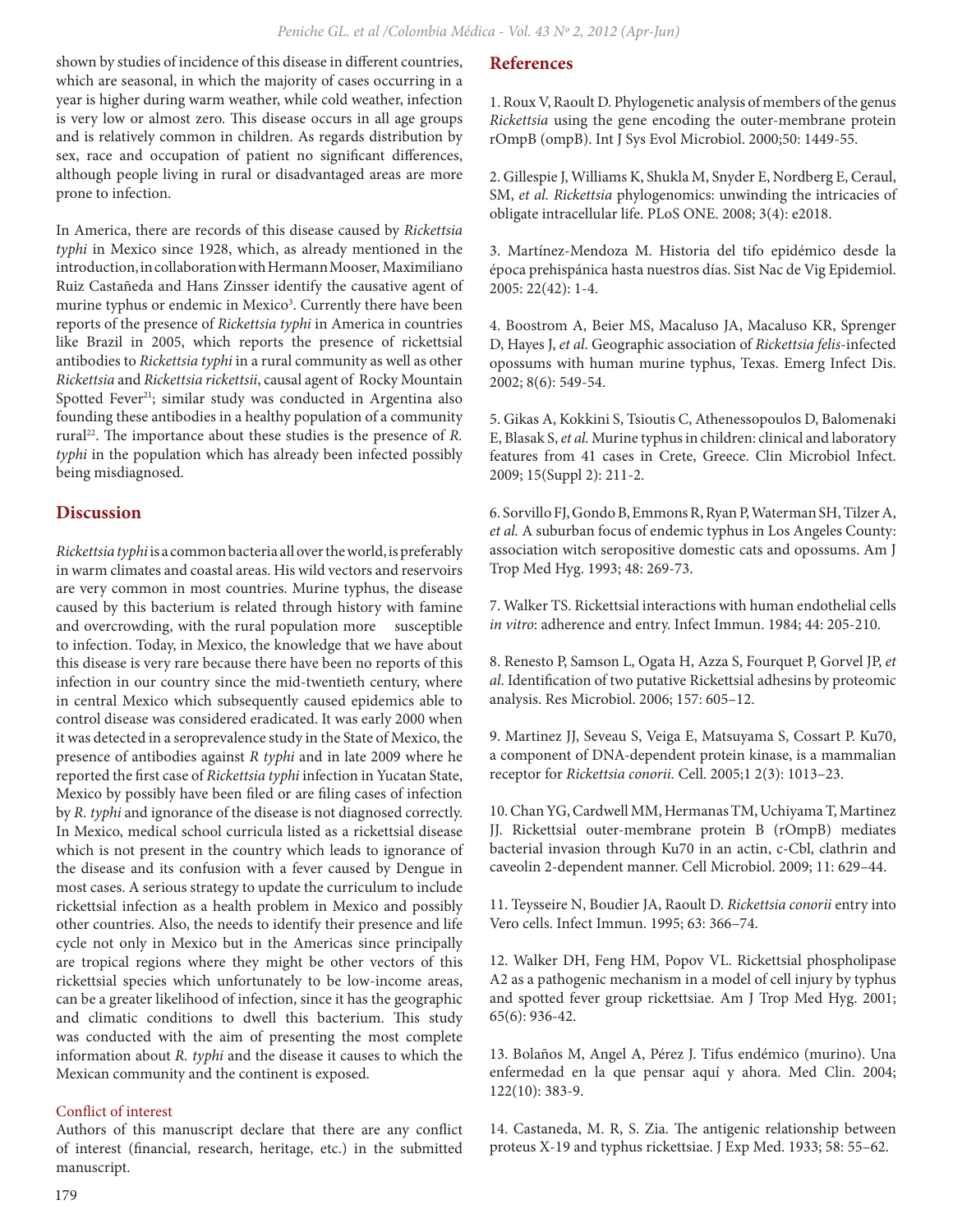shown by studies of incidence of this disease in different countries, which are seasonal, in which the majority of cases occurring in a year is higher during warm weather, while cold weather, infection is very low or almost zero. This disease occurs in all age groups and is relatively common in children. As regards distribution by sex, race and occupation of patient no significant differences, although people living in rural or disadvantaged areas are more prone to infection.

In America, there are records of this disease caused by *Rickettsia typhi* in Mexico since 1928, which, as already mentioned in the introduction, in collaboration with Hermann Mooser, Maximiliano Ruiz Castañeda and Hans Zinsser identify the causative agent of murine typhus or endemic in Mexico[3]. Currently there have been reports of the presence of *Rickettsia typhi* in America in countries like Brazil in 2005, which reports the presence of rickettsial antibodies to *Rickettsia typhi* in a rural community as well as other *Rickettsia* and *Rickettsia rickettsii*, causal agent of Rocky Mountain Spotted Fever[21]; similar study was conducted in Argentina also founding these antibodies in a healthy population of a community rural[22]. The importance about these studies is the presence of *R. typhi* in the population which has already been infected possibly being misdiagnosed.

## Discussion

*Rickettsia typhi* is a common bacteria all over the world, is preferably in warm climates and coastal areas. His wild vectors and reservoirs are very common in most countries. Murine typhus, the disease caused by this bacterium is related through history with famine and overcrowding, with the rural population more susceptible to infection. Today, in Mexico, the knowledge that we have about this disease is very rare because there have been no reports of this infection in our country since the mid-twentieth century, where in central Mexico which subsequently caused epidemics able to control disease was considered eradicated. It was early 2000 when it was detected in a seroprevalence study in the State of Mexico, the presence of antibodies against *R typhi* and in late 2009 where he reported the first case of *Rickettsia typhi* infection in Yucatan State, Mexico by possibly have been filed or are filing cases of infection by *R. typhi* and ignorance of the disease is not diagnosed correctly. In Mexico, medical school curricula listed as a rickettsial disease which is not present in the country which leads to ignorance of the disease and its confusion with a fever caused by Dengue in most cases. A serious strategy to update the curriculum to include rickettsial infection as a health problem in Mexico and possibly other countries. Also, the needs to identify their presence and life cycle not only in Mexico but in the Americas since principally are tropical regions where they might be other vectors of this rickettsial species which unfortunately to be low-income areas, can be a greater likelihood of infection, since it has the geographic and climatic conditions to dwell this bacterium. This study was conducted with the aim of presenting the most complete information about *R. typhi* and the disease it causes to which the Mexican community and the continent is exposed.

### Conflict of interest

Authors of this manuscript declare that there are any conflict of interest (financial, research, heritage, etc.) in the submitted manuscript.

## References

1. Roux V, Raoult D. Phylogenetic analysis of members of the genus *Rickettsia* using the gene encoding the outer-membrane protein rOmpB (ompB). Int J Sys Evol Microbiol. 2000;50: 1449-55.

2. Gillespie J, Williams K, Shukla M, Snyder E, Nordberg E, Ceraul, SM, *et al. Rickettsia* phylogenomics: unwinding the intricacies of obligate intracellular life. PLoS ONE. 2008; 3(4): e2018.

3. Martínez-Mendoza M. Historia del tifo epidémico desde la época prehispánica hasta nuestros días. Sist Nac de Vig Epidemiol. 2005: 22(42): 1-4.

4. Boostrom A, Beier MS, Macaluso JA, Macaluso KR, Sprenger D, Hayes J, *et al*. Geographic association of *Rickettsia felis*-infected opossums with human murine typhus, Texas. Emerg Infect Dis. 2002; 8(6): 549-54.

5. Gikas A, Kokkini S, Tsioutis C, Athenessopoulos D, Balomenaki E, Blasak S, *et al.* Murine typhus in children: clinical and laboratory features from 41 cases in Crete, Greece. Clin Microbiol Infect. 2009; 15(Suppl 2): 211-2.

6. Sorvillo FJ, Gondo B, Emmons R, Ryan P, Waterman SH, Tilzer A, *et al.* A suburban focus of endemic typhus in Los Angeles County: association witch seropositive domestic cats and opossums. Am J Trop Med Hyg. 1993; 48: 269-73.

7. Walker TS. Rickettsial interactions with human endothelial cells *in vitro*: adherence and entry. Infect Immun. 1984; 44: 205-210.

8. Renesto P, Samson L, Ogata H, Azza S, Fourquet P, Gorvel JP, *et al*. Identification of two putative Rickettsial adhesins by proteomic analysis. Res Microbiol. 2006; 157: 605–12.

9. Martinez JJ, Seveau S, Veiga E, Matsuyama S, Cossart P. Ku70, a component of DNA-dependent protein kinase, is a mammalian receptor for *Rickettsia conorii.* Cell. 2005;1 2(3): 1013–23.

10. Chan YG, Cardwell MM, Hermanas TM, Uchiyama T, Martinez JJ. Rickettsial outer-membrane protein B (rOmpB) mediates bacterial invasion through Ku70 in an actin, c-Cbl, clathrin and caveolin 2-dependent manner. Cell Microbiol. 2009; 11: 629–44.

11. Teysseire N, Boudier JA, Raoult D. *Rickettsia conorii* entry into Vero cells. Infect Immun. 1995; 63: 366–74.

12. Walker DH, Feng HM, Popov VL. Rickettsial phospholipase A2 as a pathogenic mechanism in a model of cell injury by typhus and spotted fever group rickettsiae. Am J Trop Med Hyg. 2001; 65(6): 936-42.

13. Bolaños M, Angel A, Pérez J. Tifus endémico (murino). Una enfermedad en la que pensar aquí y ahora. Med Clin. 2004; 122(10): 383-9.

14. Castaneda, M. R, S. Zia. The antigenic relationship between proteus X-19 and typhus rickettsiae. J Exp Med. 1933; 58: 55–62.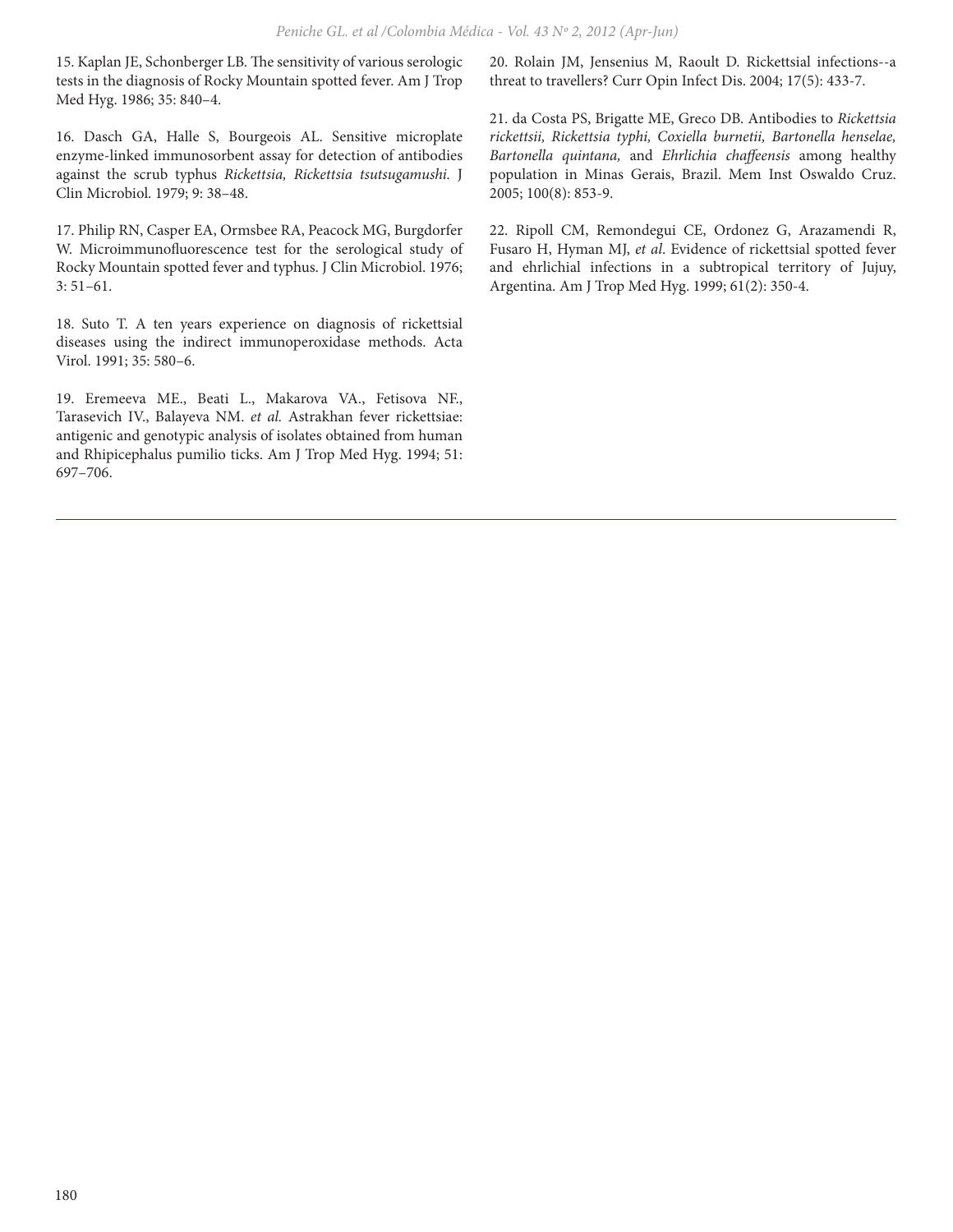15. Kaplan JE, Schonberger LB. The sensitivity of various serologic tests in the diagnosis of Rocky Mountain spotted fever. Am J Trop Med Hyg. 1986; 35: 840–4.

16. Dasch GA, Halle S, Bourgeois AL. Sensitive microplate enzyme-linked immunosorbent assay for detection of antibodies against the scrub typhus *Rickettsia, Rickettsia tsutsugamushi.* J Clin Microbiol. 1979; 9: 38–48.

17. Philip RN, Casper EA, Ormsbee RA, Peacock MG, Burgdorfer W. Microimmunofluorescence test for the serological study of Rocky Mountain spotted fever and typhus. J Clin Microbiol. 1976; 3: 51–61.

18. Suto T. A ten years experience on diagnosis of rickettsial diseases using the indirect immunoperoxidase methods. Acta Virol. 1991; 35: 580–6.

19. Eremeeva ME., Beati L., Makarova VA., Fetisova NF., Tarasevich IV., Balayeva NM. *et al.* Astrakhan fever rickettsiae: antigenic and genotypic analysis of isolates obtained from human and Rhipicephalus pumilio ticks. Am J Trop Med Hyg. 1994; 51: 697–706.

20. Rolain JM, Jensenius M, Raoult D. Rickettsial infections--a threat to travellers? Curr Opin Infect Dis. 2004; 17(5): 433-7.

21. da Costa PS, Brigatte ME, Greco DB. Antibodies to *Rickettsia rickettsii, Rickettsia typhi, Coxiella burnetii, Bartonella henselae, Bartonella quintana,* and *Ehrlichia chaffeensis* among healthy population in Minas Gerais, Brazil. Mem Inst Oswaldo Cruz. 2005; 100(8): 853-9.

22. Ripoll CM, Remondegui CE, Ordonez G, Arazamendi R, Fusaro H, Hyman MJ, *et al*. Evidence of rickettsial spotted fever and ehrlichial infections in a subtropical territory of Jujuy, Argentina. Am J Trop Med Hyg. 1999; 61(2): 350-4.